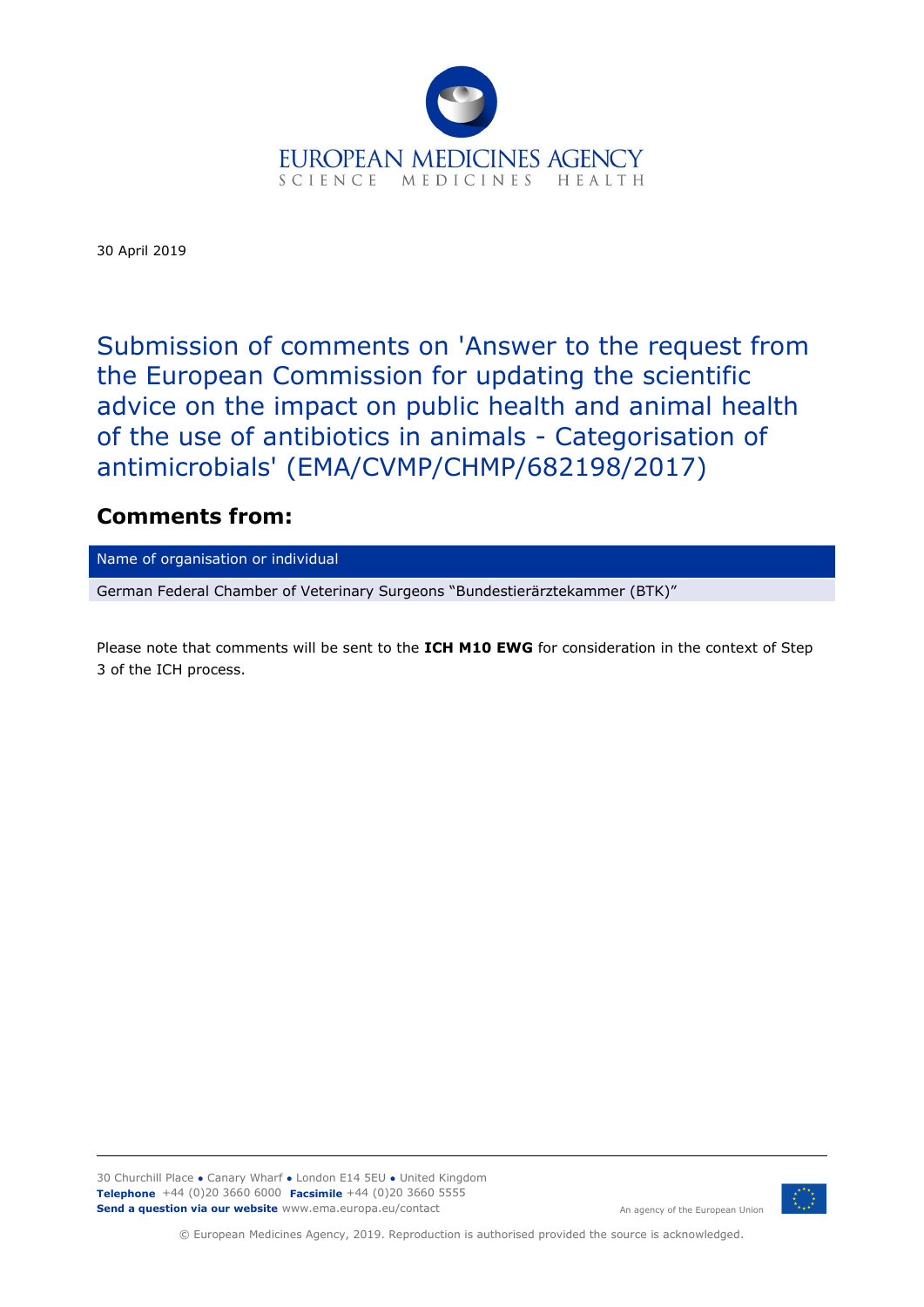EUROPEAN MEDICINES AGENCY
SCIENCE MEDICINES HEALTH

30 April 2019

# Submission of comments on 'Answer to the request from the European Commission for updating the scientific advice on the impact on public health and animal health of the use of antibiotics in animals - Categorisation of antimicrobials' (EMA/CVMP/CHMP/682198/2017)

## Comments from:

| Name of organisation or individual |
| --- |
| German Federal Chamber of Veterinary Surgeons "Bundestierärztekammer (BTK)" |

Please note that comments will be sent to the **ICH M10 EWG** for consideration in the context of Step 3 of the ICH process.

30 Churchill Place ● Canary Wharf ● London E14 5EU ● United Kingdom
**Telephone** +44 (0)20 3660 6000 **Facsimile** +44 (0)20 3660 5555
**Send a question via our website** www.ema.europa.eu/contact

An agency of the European Union

© European Medicines Agency, 2019. Reproduction is authorised provided the source is acknowledged.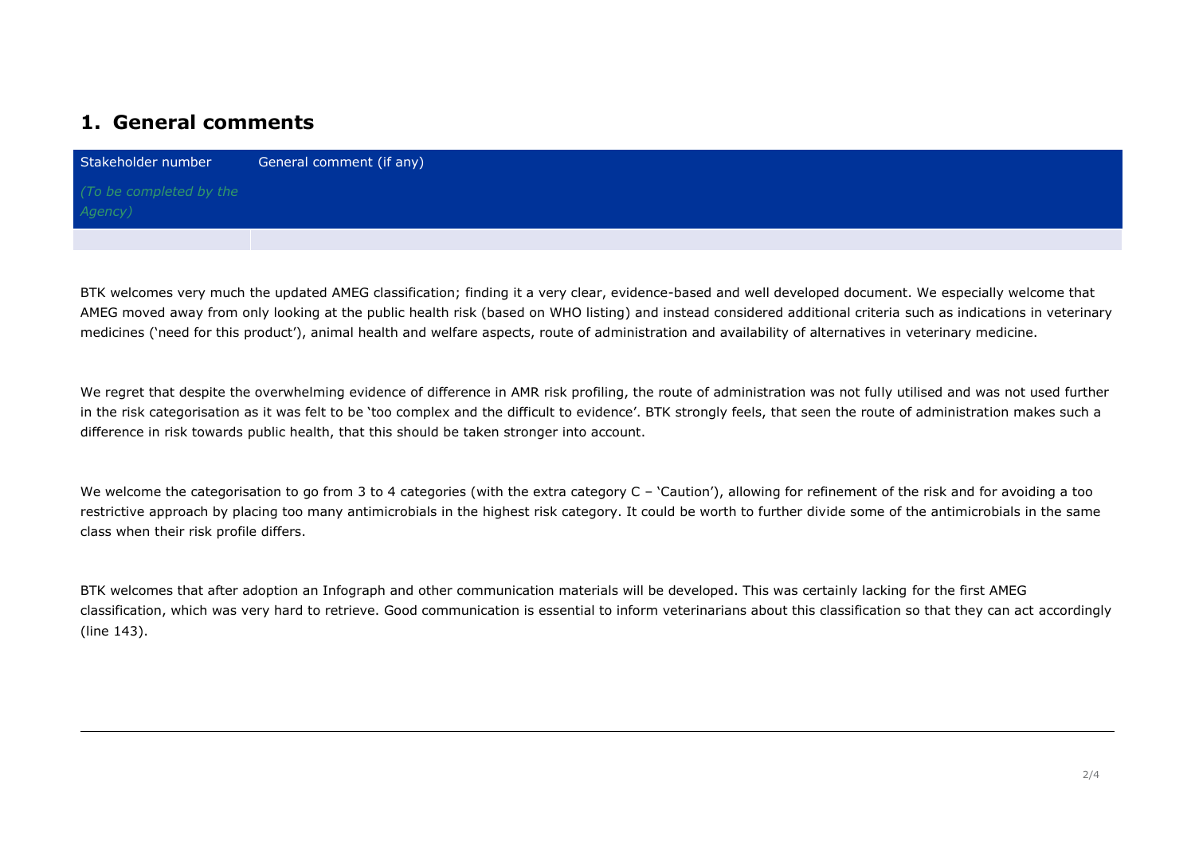## 1. General comments

| Stakeholder number *(To be completed by the Agency)* | General comment (if any) |
| --- | --- |
| | |

BTK welcomes very much the updated AMEG classification; finding it a very clear, evidence-based and well developed document. We especially welcome that AMEG moved away from only looking at the public health risk (based on WHO listing) and instead considered additional criteria such as indications in veterinary medicines ('need for this product'), animal health and welfare aspects, route of administration and availability of alternatives in veterinary medicine.

We regret that despite the overwhelming evidence of difference in AMR risk profiling, the route of administration was not fully utilised and was not used further in the risk categorisation as it was felt to be 'too complex and the difficult to evidence'. BTK strongly feels, that seen the route of administration makes such a difference in risk towards public health, that this should be taken stronger into account.

We welcome the categorisation to go from 3 to 4 categories (with the extra category C – 'Caution'), allowing for refinement of the risk and for avoiding a too restrictive approach by placing too many antimicrobials in the highest risk category. It could be worth to further divide some of the antimicrobials in the same class when their risk profile differs.

BTK welcomes that after adoption an Infograph and other communication materials will be developed. This was certainly lacking for the first AMEG classification, which was very hard to retrieve. Good communication is essential to inform veterinarians about this classification so that they can act accordingly (line 143).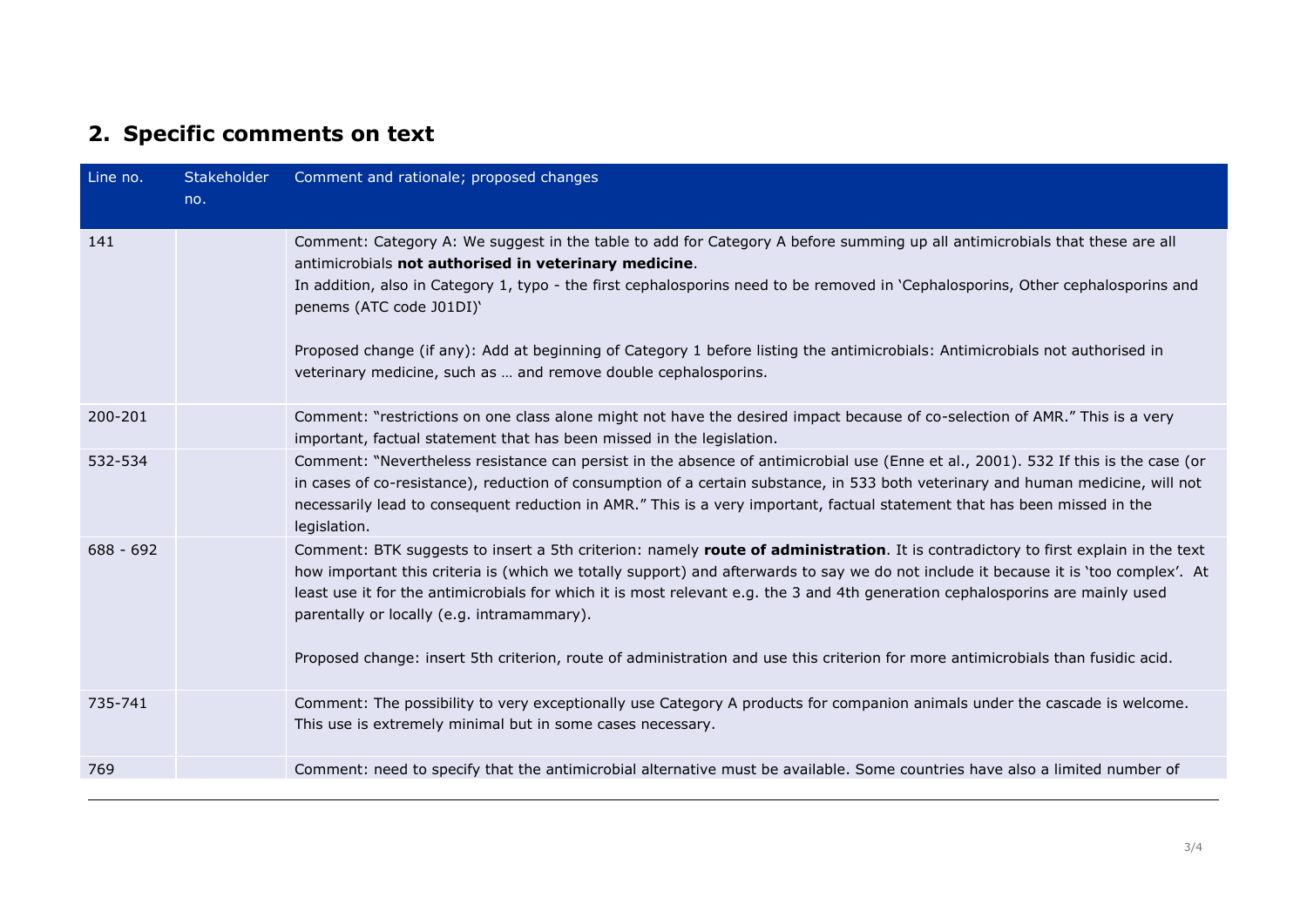## 2. Specific comments on text

| Line no. | Stakeholder no. | Comment and rationale; proposed changes |
|---|---|---|
| 141 | | Comment: Category A: We suggest in the table to add for Category A before summing up all antimicrobials that these are all antimicrobials **not authorised in veterinary medicine**.<br>In addition, also in Category 1, typo - the first cephalosporins need to be removed in 'Cephalosporins, Other cephalosporins and penems (ATC code J01DI)'<br><br>Proposed change (if any): Add at beginning of Category 1 before listing the antimicrobials: Antimicrobials not authorised in veterinary medicine, such as … and remove double cephalosporins. |
| 200-201 | | Comment: "restrictions on one class alone might not have the desired impact because of co-selection of AMR." This is a very important, factual statement that has been missed in the legislation. |
| 532-534 | | Comment: "Nevertheless resistance can persist in the absence of antimicrobial use (Enne et al., 2001). 532 If this is the case (or in cases of co-resistance), reduction of consumption of a certain substance, in 533 both veterinary and human medicine, will not necessarily lead to consequent reduction in AMR." This is a very important, factual statement that has been missed in the legislation. |
| 688 - 692 | | Comment: BTK suggests to insert a 5th criterion: namely **route of administration**. It is contradictory to first explain in the text how important this criteria is (which we totally support) and afterwards to say we do not include it because it is 'too complex'. At least use it for the antimicrobials for which it is most relevant e.g. the 3 and 4th generation cephalosporins are mainly used parentally or locally (e.g. intramammary).<br><br>Proposed change: insert 5th criterion, route of administration and use this criterion for more antimicrobials than fusidic acid. |
| 735-741 | | Comment: The possibility to very exceptionally use Category A products for companion animals under the cascade is welcome. This use is extremely minimal but in some cases necessary. |
| 769 | | Comment: need to specify that the antimicrobial alternative must be available. Some countries have also a limited number of |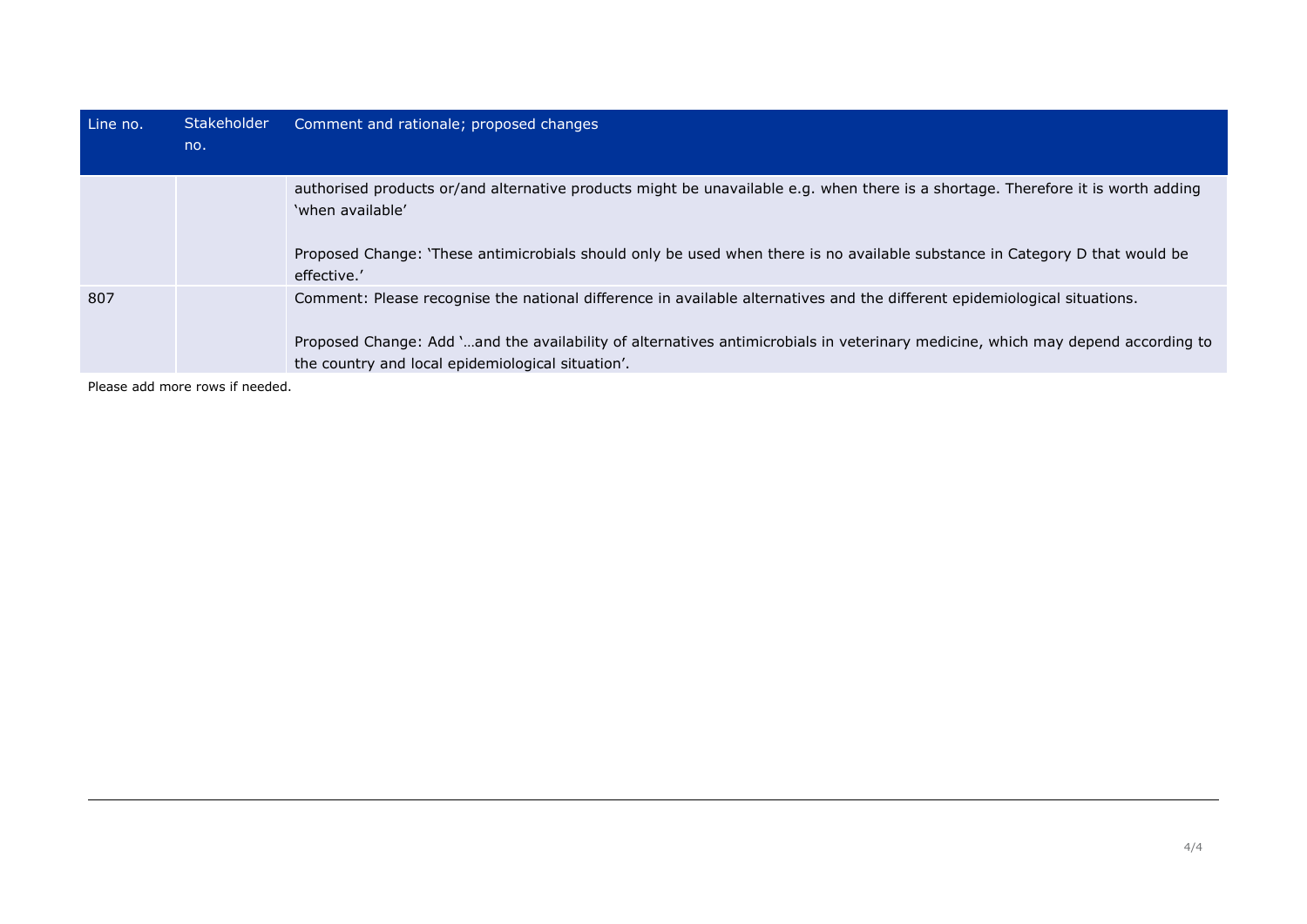| Line no. | Stakeholder no. | Comment and rationale; proposed changes |
| --- | --- | --- |
| | | authorised products or/and alternative products might be unavailable e.g. when there is a shortage. Therefore it is worth adding 'when available'<br><br>Proposed Change: 'These antimicrobials should only be used when there is no available substance in Category D that would be effective.' |
| 807 | | Comment: Please recognise the national difference in available alternatives and the different epidemiological situations.<br><br>Proposed Change: Add '…and the availability of alternatives antimicrobials in veterinary medicine, which may depend according to the country and local epidemiological situation'. |

Please add more rows if needed.